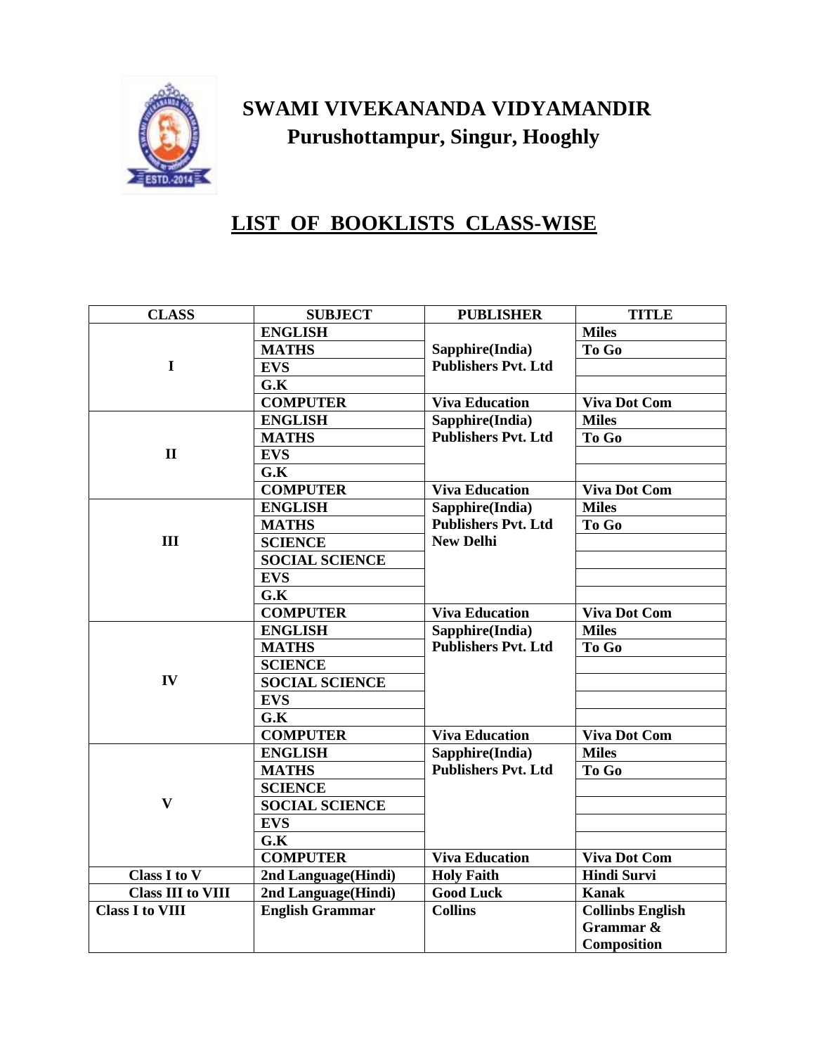# SWAMI VIVEKANANDA VIDYAMANDIR
## Purushottampur, Singur, Hooghly

## LIST OF BOOKLISTS CLASS-WISE

| CLASS | SUBJECT | PUBLISHER | TITLE |
|---|---|---|---|
| I | ENGLISH | Sapphire(India) Publishers Pvt. Ltd | Miles To Go |
| | MATHS | | |
| | EVS | | |
| | G.K | | |
| | COMPUTER | Viva Education | Viva Dot Com |
| II | ENGLISH | Sapphire(India) Publishers Pvt. Ltd | Miles To Go |
| | MATHS | | |
| | EVS | | |
| | G.K | | |
| | COMPUTER | Viva Education | Viva Dot Com |
| III | ENGLISH | Sapphire(India) Publishers Pvt. Ltd New Delhi | Miles To Go |
| | MATHS | | |
| | SCIENCE | | |
| | SOCIAL SCIENCE | | |
| | EVS | | |
| | G.K | | |
| | COMPUTER | Viva Education | Viva Dot Com |
| IV | ENGLISH | Sapphire(India) Publishers Pvt. Ltd | Miles To Go |
| | MATHS | | |
| | SCIENCE | | |
| | SOCIAL SCIENCE | | |
| | EVS | | |
| | G.K | | |
| | COMPUTER | Viva Education | Viva Dot Com |
| V | ENGLISH | Sapphire(India) Publishers Pvt. Ltd | Miles To Go |
| | MATHS | | |
| | SCIENCE | | |
| | SOCIAL SCIENCE | | |
| | EVS | | |
| | G.K | | |
| | COMPUTER | Viva Education | Viva Dot Com |
| Class I to V | 2nd Language(Hindi) | Holy Faith | Hindi Survi |
| Class III to VIII | 2nd Language(Hindi) | Good Luck | Kanak |
| Class I to VIII | English Grammar | Collins | Collinbs English Grammar & Composition |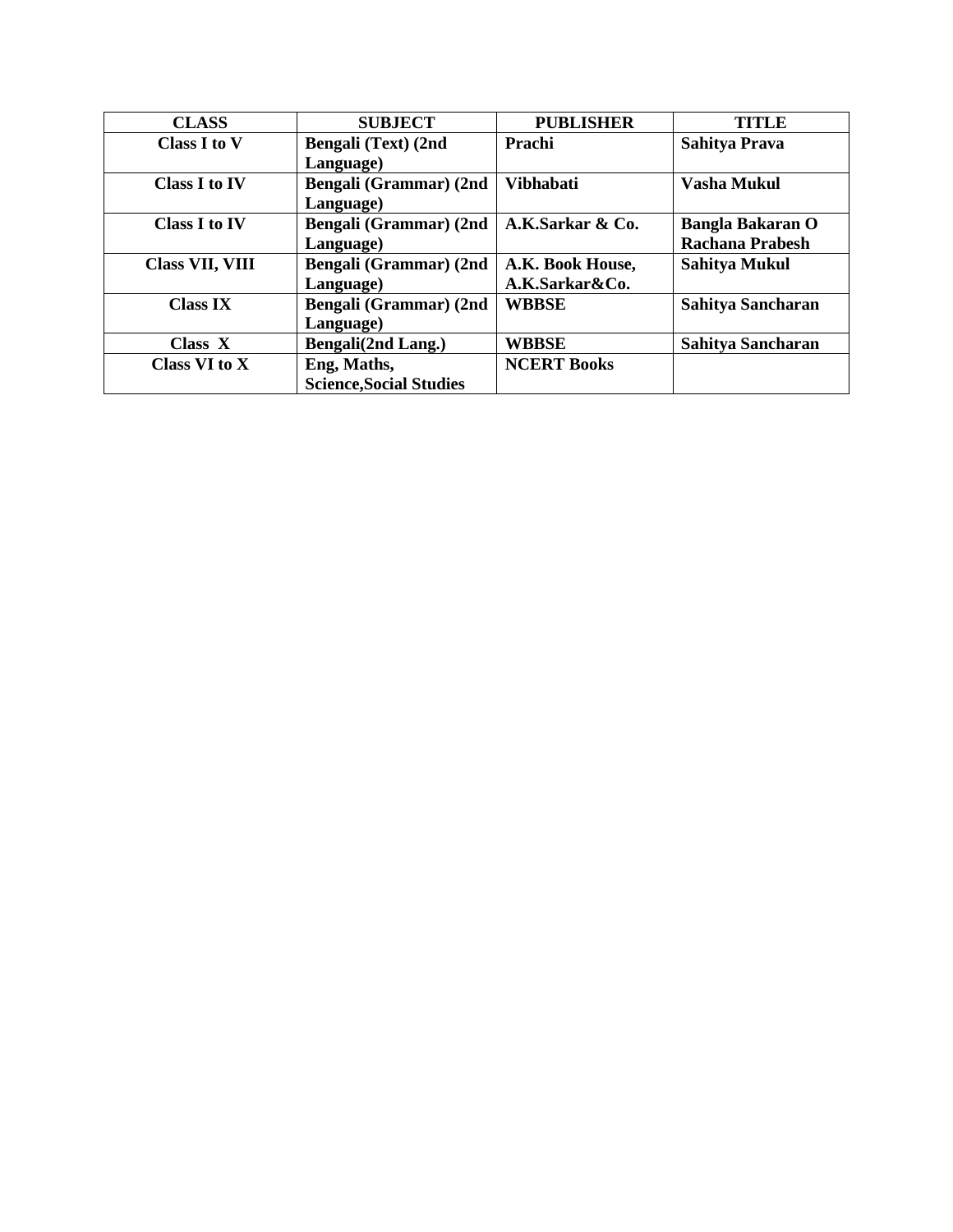| CLASS | SUBJECT | PUBLISHER | TITLE |
|---|---|---|---|
| **Class I to V** | **Bengali (Text) (2nd Language)** | **Prachi** | **Sahitya Prava** |
| **Class I to IV** | **Bengali (Grammar) (2nd Language)** | **Vibhabati** | **Vasha Mukul** |
| **Class I to IV** | **Bengali (Grammar) (2nd Language)** | **A.K.Sarkar & Co.** | **Bangla Bakaran O Rachana Prabesh** |
| **Class VII, VIII** | **Bengali (Grammar) (2nd Language)** | **A.K. Book House, A.K.Sarkar&Co.** | **Sahitya Mukul** |
| **Class IX** | **Bengali (Grammar) (2nd Language)** | **WBBSE** | **Sahitya Sancharan** |
| **Class X** | **Bengali(2nd Lang.)** | **WBBSE** | **Sahitya Sancharan** |
| **Class VI to X** | **Eng, Maths, Science,Social Studies** | **NCERT Books** | |